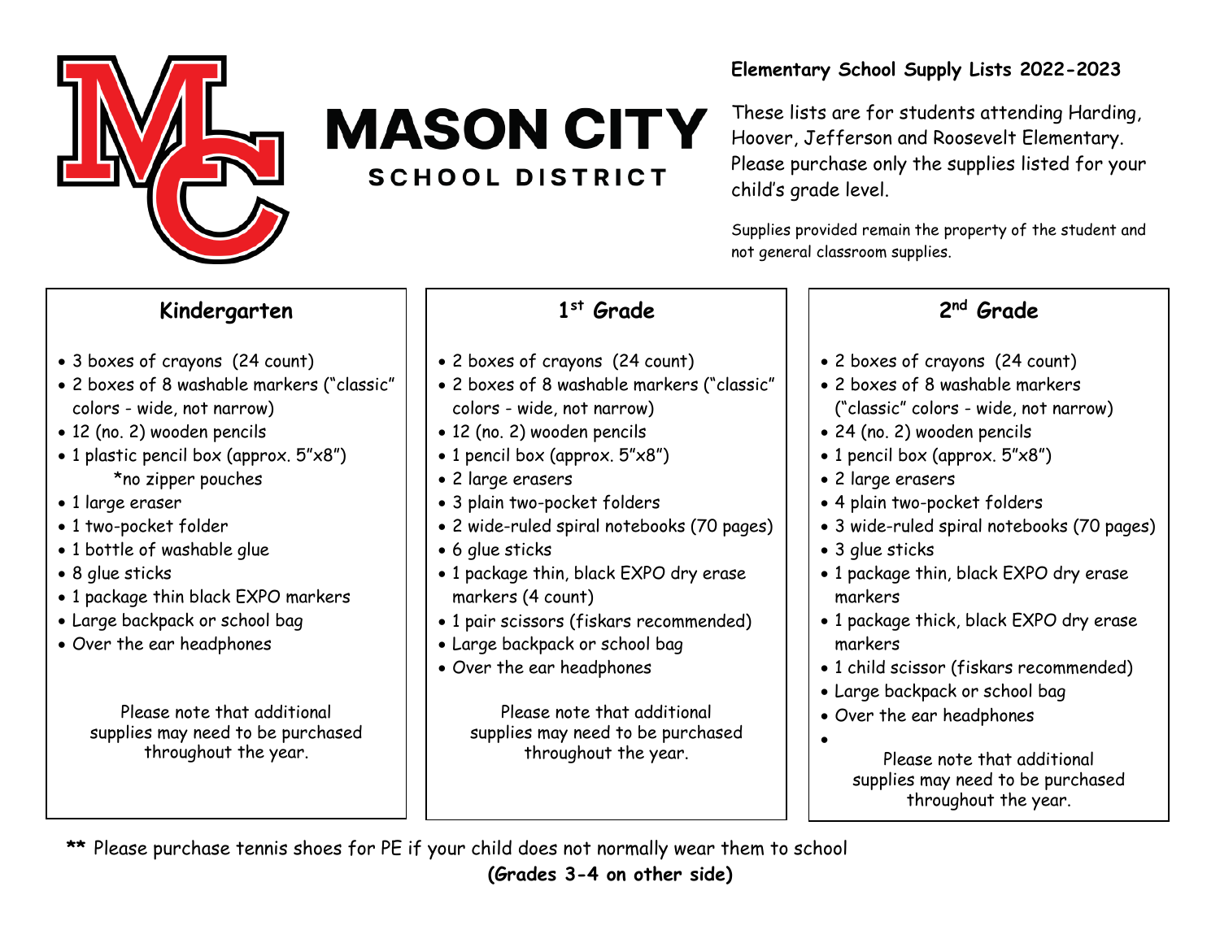# MASON CITY
## SCHOOL DISTRICT

**Elementary School Supply Lists 2022-2023**

These lists are for students attending Harding, Hoover, Jefferson and Roosevelt Elementary. Please purchase only the supplies listed for your child's grade level.

Supplies provided remain the property of the student and not general classroom supplies.

### Kindergarten

- 3 boxes of crayons (24 count)
- 2 boxes of 8 washable markers ("classic" colors - wide, not narrow)
- 12 (no. 2) wooden pencils
- 1 plastic pencil box (approx. 5"x8")
  *no zipper pouches
- 1 large eraser
- 1 two-pocket folder
- 1 bottle of washable glue
- 8 glue sticks
- 1 package thin black EXPO markers
- Large backpack or school bag
- Over the ear headphones

Please note that additional supplies may need to be purchased throughout the year.

### 1st Grade

- 2 boxes of crayons (24 count)
- 2 boxes of 8 washable markers ("classic" colors - wide, not narrow)
- 12 (no. 2) wooden pencils
- 1 pencil box (approx. 5"x8")
- 2 large erasers
- 3 plain two-pocket folders
- 2 wide-ruled spiral notebooks (70 pages)
- 6 glue sticks
- 1 package thin, black EXPO dry erase markers (4 count)
- 1 pair scissors (fiskars recommended)
- Large backpack or school bag
- Over the ear headphones

Please note that additional supplies may need to be purchased throughout the year.

### 2nd Grade

- 2 boxes of crayons (24 count)
- 2 boxes of 8 washable markers ("classic" colors - wide, not narrow)
- 24 (no. 2) wooden pencils
- 1 pencil box (approx. 5"x8")
- 2 large erasers
- 4 plain two-pocket folders
- 3 wide-ruled spiral notebooks (70 pages)
- 3 glue sticks
- 1 package thin, black EXPO dry erase markers
- 1 package thick, black EXPO dry erase markers
- 1 child scissor (fiskars recommended)
- Large backpack or school bag
- Over the ear headphones

Please note that additional supplies may need to be purchased throughout the year.

** Please purchase tennis shoes for PE if your child does not normally wear them to school

**(Grades 3-4 on other side)**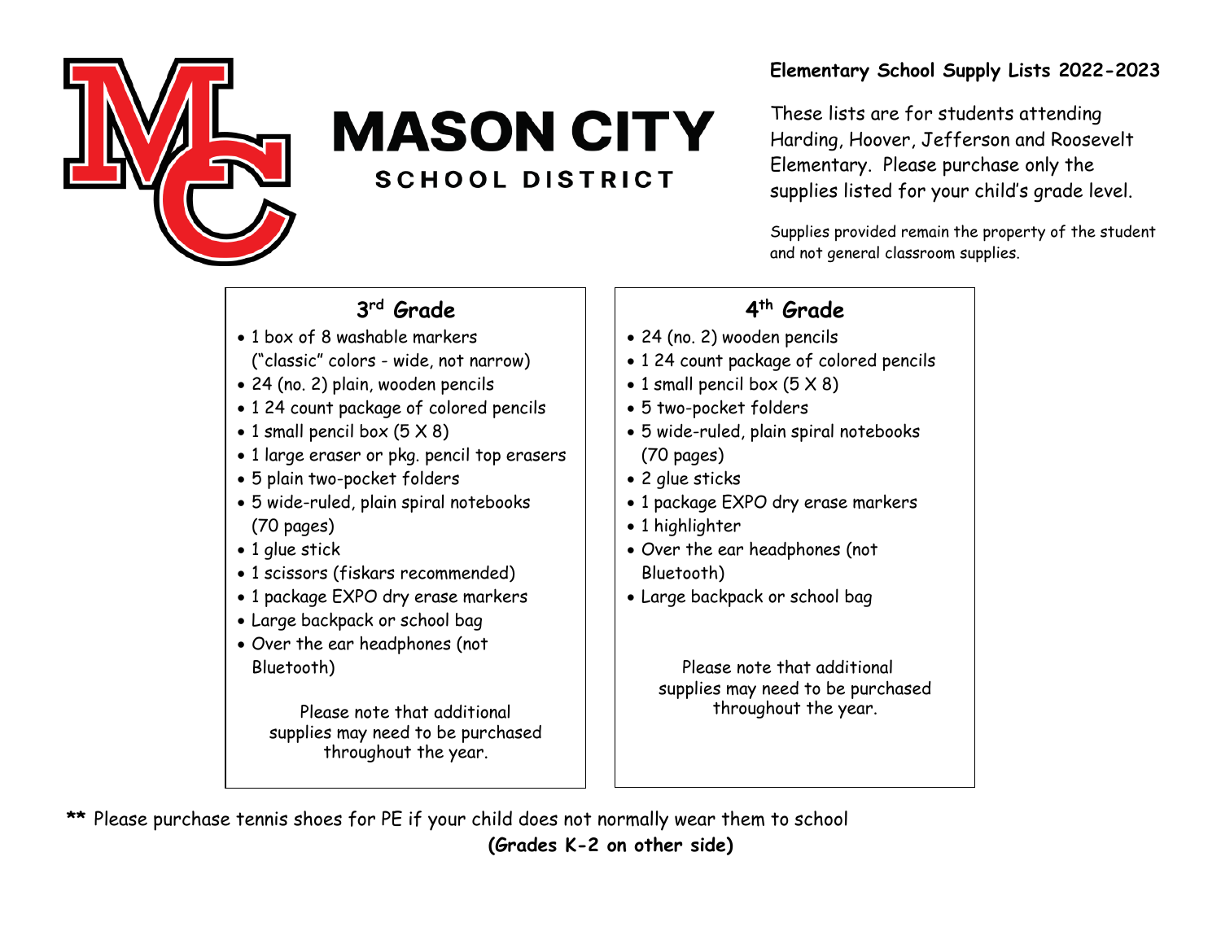# MASON CITY

## SCHOOL DISTRICT

**Elementary School Supply Lists 2022-2023**

These lists are for students attending Harding, Hoover, Jefferson and Roosevelt Elementary. Please purchase only the supplies listed for your child's grade level.

Supplies provided remain the property of the student and not general classroom supplies.

### 3rd Grade

- 1 box of 8 washable markers ("classic" colors - wide, not narrow)
- 24 (no. 2) plain, wooden pencils
- 1 24 count package of colored pencils
- 1 small pencil box (5 X 8)
- 1 large eraser or pkg. pencil top erasers
- 5 plain two-pocket folders
- 5 wide-ruled, plain spiral notebooks (70 pages)
- 1 glue stick
- 1 scissors (fiskars recommended)
- 1 package EXPO dry erase markers
- Large backpack or school bag
- Over the ear headphones (not Bluetooth)

Please note that additional supplies may need to be purchased throughout the year.

### 4th Grade

- 24 (no. 2) wooden pencils
- 1 24 count package of colored pencils
- 1 small pencil box (5 X 8)
- 5 two-pocket folders
- 5 wide-ruled, plain spiral notebooks (70 pages)
- 2 glue sticks
- 1 package EXPO dry erase markers
- 1 highlighter
- Over the ear headphones (not Bluetooth)
- Large backpack or school bag

Please note that additional supplies may need to be purchased throughout the year.

**\*\*** Please purchase tennis shoes for PE if your child does not normally wear them to school

**(Grades K-2 on other side)**